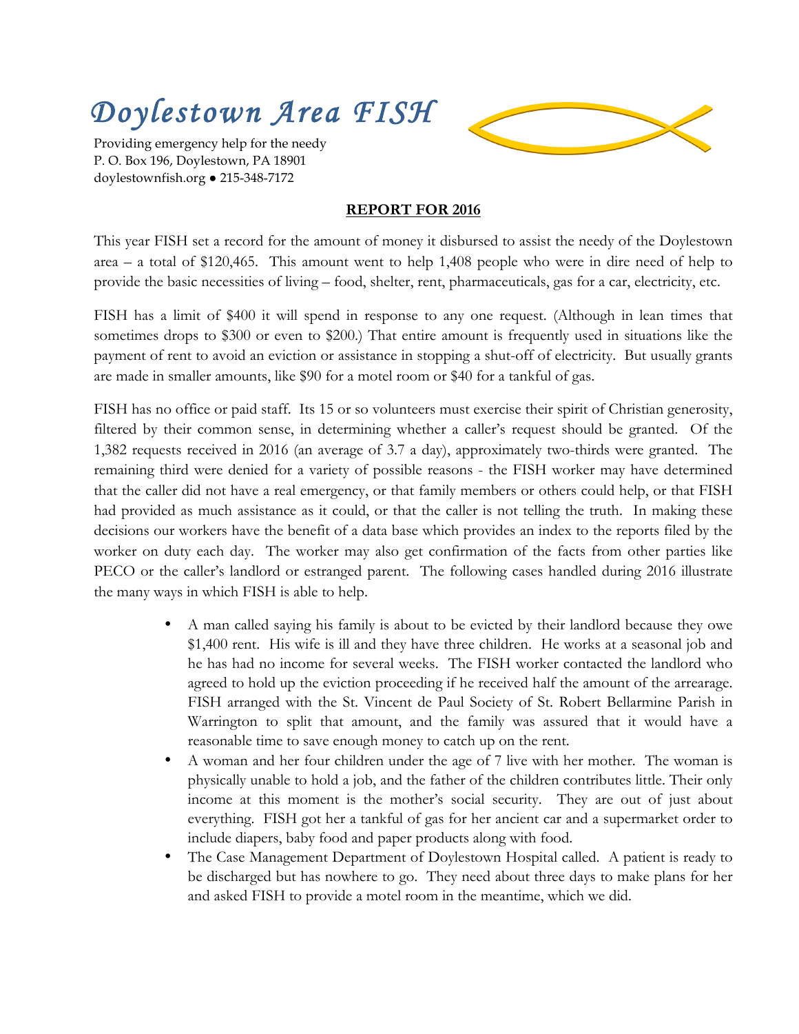# *Doylestown Area FISH*

Providing emergency help for the needy
P. O. Box 196, Doylestown, PA 18901
doylestownfish.org ● 215-348-7172

## REPORT FOR 2016

This year FISH set a record for the amount of money it disbursed to assist the needy of the Doylestown area – a total of $120,465. This amount went to help 1,408 people who were in dire need of help to provide the basic necessities of living – food, shelter, rent, pharmaceuticals, gas for a car, electricity, etc.

FISH has a limit of $400 it will spend in response to any one request. (Although in lean times that sometimes drops to $300 or even to $200.) That entire amount is frequently used in situations like the payment of rent to avoid an eviction or assistance in stopping a shut-off of electricity. But usually grants are made in smaller amounts, like $90 for a motel room or $40 for a tankful of gas.

FISH has no office or paid staff. Its 15 or so volunteers must exercise their spirit of Christian generosity, filtered by their common sense, in determining whether a caller's request should be granted. Of the 1,382 requests received in 2016 (an average of 3.7 a day), approximately two-thirds were granted. The remaining third were denied for a variety of possible reasons - the FISH worker may have determined that the caller did not have a real emergency, or that family members or others could help, or that FISH had provided as much assistance as it could, or that the caller is not telling the truth. In making these decisions our workers have the benefit of a data base which provides an index to the reports filed by the worker on duty each day. The worker may also get confirmation of the facts from other parties like PECO or the caller's landlord or estranged parent. The following cases handled during 2016 illustrate the many ways in which FISH is able to help.

- A man called saying his family is about to be evicted by their landlord because they owe $1,400 rent. His wife is ill and they have three children. He works at a seasonal job and he has had no income for several weeks. The FISH worker contacted the landlord who agreed to hold up the eviction proceeding if he received half the amount of the arrearage. FISH arranged with the St. Vincent de Paul Society of St. Robert Bellarmine Parish in Warrington to split that amount, and the family was assured that it would have a reasonable time to save enough money to catch up on the rent.
- A woman and her four children under the age of 7 live with her mother. The woman is physically unable to hold a job, and the father of the children contributes little. Their only income at this moment is the mother's social security. They are out of just about everything. FISH got her a tankful of gas for her ancient car and a supermarket order to include diapers, baby food and paper products along with food.
- The Case Management Department of Doylestown Hospital called. A patient is ready to be discharged but has nowhere to go. They need about three days to make plans for her and asked FISH to provide a motel room in the meantime, which we did.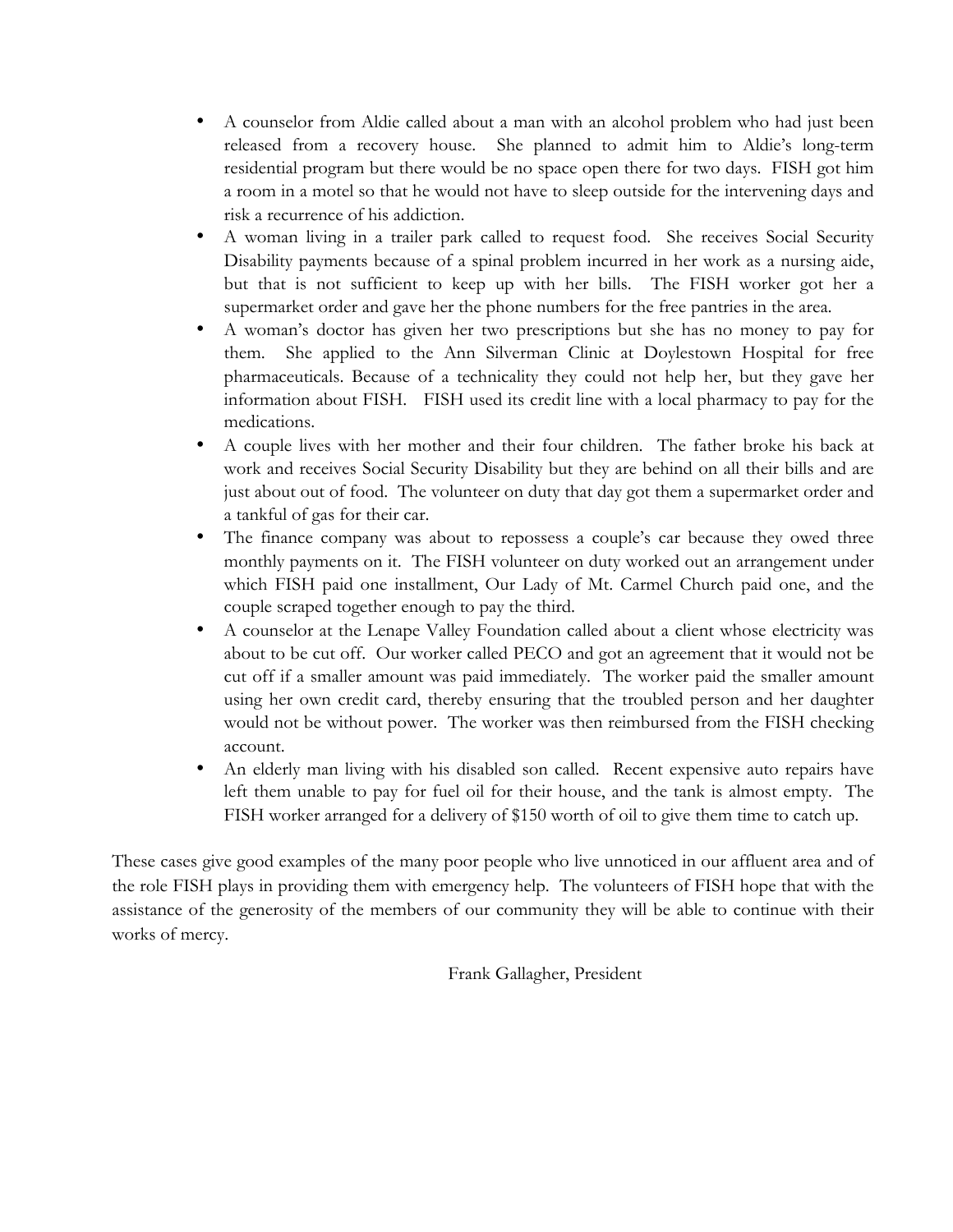- A counselor from Aldie called about a man with an alcohol problem who had just been released from a recovery house. She planned to admit him to Aldie's long-term residential program but there would be no space open there for two days. FISH got him a room in a motel so that he would not have to sleep outside for the intervening days and risk a recurrence of his addiction.
- A woman living in a trailer park called to request food. She receives Social Security Disability payments because of a spinal problem incurred in her work as a nursing aide, but that is not sufficient to keep up with her bills. The FISH worker got her a supermarket order and gave her the phone numbers for the free pantries in the area.
- A woman's doctor has given her two prescriptions but she has no money to pay for them. She applied to the Ann Silverman Clinic at Doylestown Hospital for free pharmaceuticals. Because of a technicality they could not help her, but they gave her information about FISH. FISH used its credit line with a local pharmacy to pay for the medications.
- A couple lives with her mother and their four children. The father broke his back at work and receives Social Security Disability but they are behind on all their bills and are just about out of food. The volunteer on duty that day got them a supermarket order and a tankful of gas for their car.
- The finance company was about to repossess a couple's car because they owed three monthly payments on it. The FISH volunteer on duty worked out an arrangement under which FISH paid one installment, Our Lady of Mt. Carmel Church paid one, and the couple scraped together enough to pay the third.
- A counselor at the Lenape Valley Foundation called about a client whose electricity was about to be cut off. Our worker called PECO and got an agreement that it would not be cut off if a smaller amount was paid immediately. The worker paid the smaller amount using her own credit card, thereby ensuring that the troubled person and her daughter would not be without power. The worker was then reimbursed from the FISH checking account.
- An elderly man living with his disabled son called. Recent expensive auto repairs have left them unable to pay for fuel oil for their house, and the tank is almost empty. The FISH worker arranged for a delivery of $150 worth of oil to give them time to catch up.

These cases give good examples of the many poor people who live unnoticed in our affluent area and of the role FISH plays in providing them with emergency help. The volunteers of FISH hope that with the assistance of the generosity of the members of our community they will be able to continue with their works of mercy.

Frank Gallagher, President